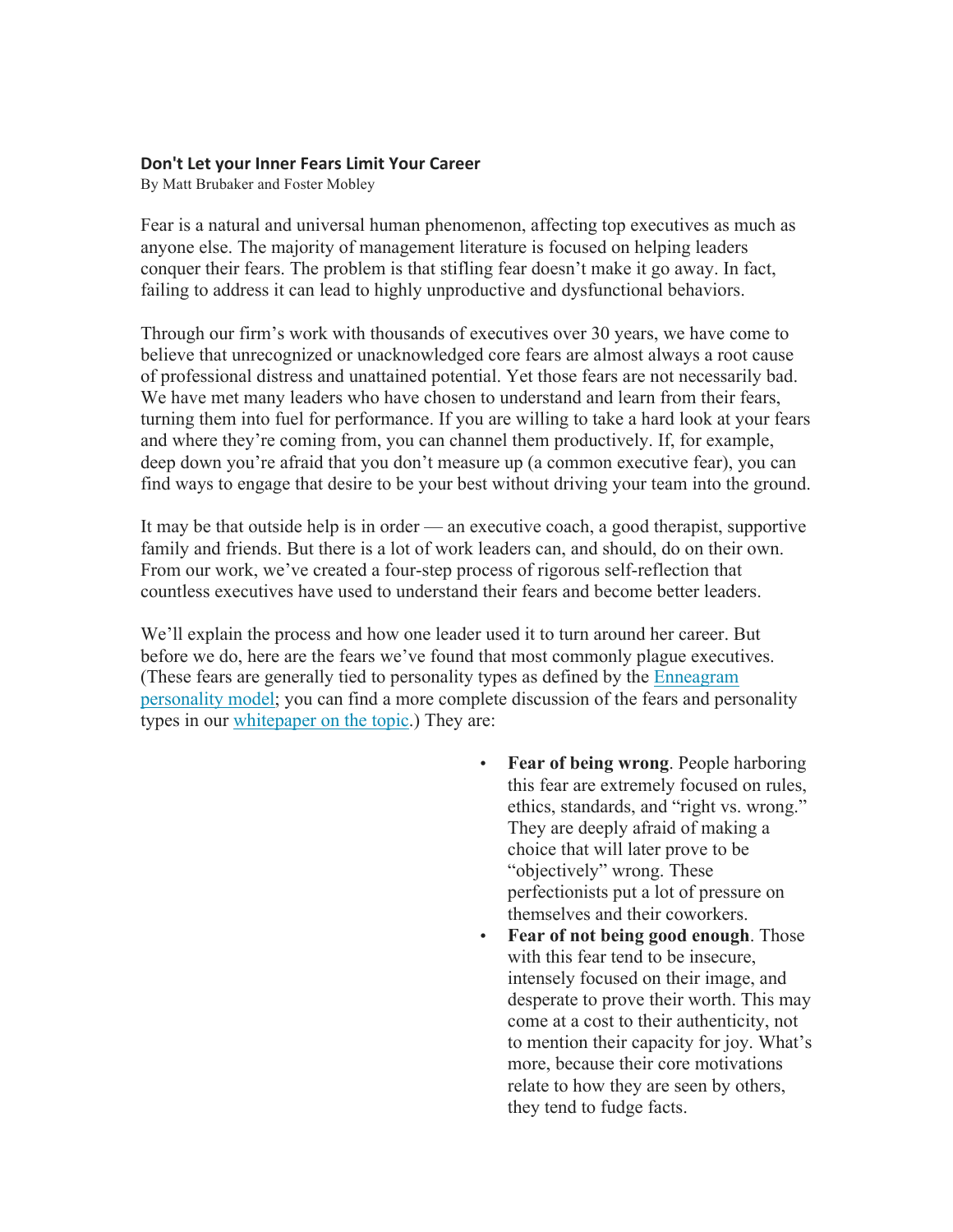**Don't Let your Inner Fears Limit Your Career**

By Matt Brubaker and Foster Mobley

Fear is a natural and universal human phenomenon, affecting top executives as much as anyone else. The majority of management literature is focused on helping leaders conquer their fears. The problem is that stifling fear doesn't make it go away. In fact, failing to address it can lead to highly unproductive and dysfunctional behaviors.

Through our firm's work with thousands of executives over 30 years, we have come to believe that unrecognized or unacknowledged core fears are almost always a root cause of professional distress and unattained potential. Yet those fears are not necessarily bad. We have met many leaders who have chosen to understand and learn from their fears, turning them into fuel for performance. If you are willing to take a hard look at your fears and where they're coming from, you can channel them productively. If, for example, deep down you're afraid that you don't measure up (a common executive fear), you can find ways to engage that desire to be your best without driving your team into the ground.

It may be that outside help is in order — an executive coach, a good therapist, supportive family and friends. But there is a lot of work leaders can, and should, do on their own. From our work, we've created a four-step process of rigorous self-reflection that countless executives have used to understand their fears and become better leaders.

We'll explain the process and how one leader used it to turn around her career. But before we do, here are the fears we've found that most commonly plague executives. (These fears are generally tied to personality types as defined by the Enneagram personality model; you can find a more complete discussion of the fears and personality types in our whitepaper on the topic.) They are:

- **Fear of being wrong**. People harboring this fear are extremely focused on rules, ethics, standards, and "right vs. wrong." They are deeply afraid of making a choice that will later prove to be "objectively" wrong. These perfectionists put a lot of pressure on themselves and their coworkers.
- **Fear of not being good enough**. Those with this fear tend to be insecure, intensely focused on their image, and desperate to prove their worth. This may come at a cost to their authenticity, not to mention their capacity for joy. What's more, because their core motivations relate to how they are seen by others, they tend to fudge facts.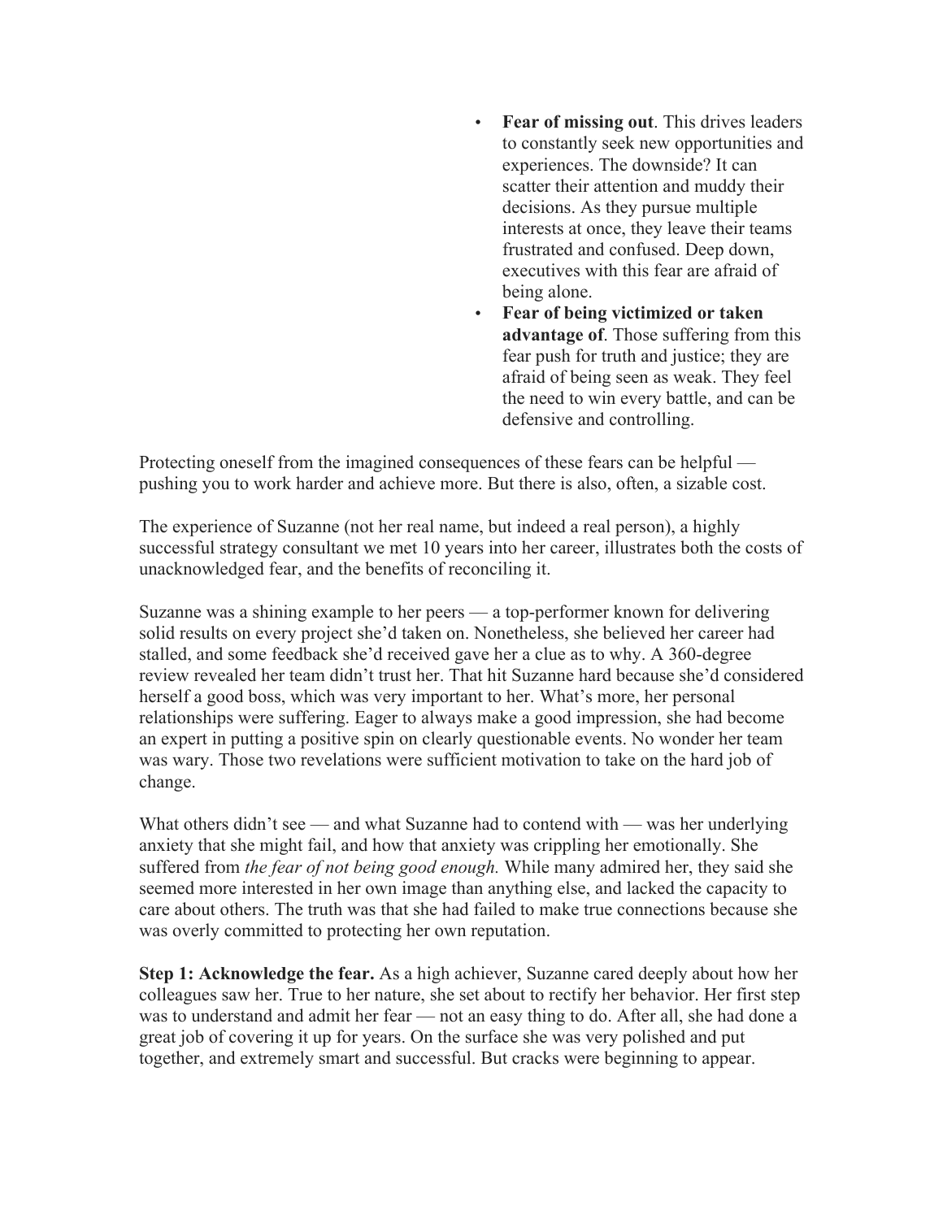- **Fear of missing out**. This drives leaders to constantly seek new opportunities and experiences. The downside? It can scatter their attention and muddy their decisions. As they pursue multiple interests at once, they leave their teams frustrated and confused. Deep down, executives with this fear are afraid of being alone.
- **Fear of being victimized or taken advantage of**. Those suffering from this fear push for truth and justice; they are afraid of being seen as weak. They feel the need to win every battle, and can be defensive and controlling.

Protecting oneself from the imagined consequences of these fears can be helpful — pushing you to work harder and achieve more. But there is also, often, a sizable cost.

The experience of Suzanne (not her real name, but indeed a real person), a highly successful strategy consultant we met 10 years into her career, illustrates both the costs of unacknowledged fear, and the benefits of reconciling it.

Suzanne was a shining example to her peers — a top-performer known for delivering solid results on every project she'd taken on. Nonetheless, she believed her career had stalled, and some feedback she'd received gave her a clue as to why. A 360-degree review revealed her team didn't trust her. That hit Suzanne hard because she'd considered herself a good boss, which was very important to her. What's more, her personal relationships were suffering. Eager to always make a good impression, she had become an expert in putting a positive spin on clearly questionable events. No wonder her team was wary. Those two revelations were sufficient motivation to take on the hard job of change.

What others didn't see — and what Suzanne had to contend with — was her underlying anxiety that she might fail, and how that anxiety was crippling her emotionally. She suffered from *the fear of not being good enough.* While many admired her, they said she seemed more interested in her own image than anything else, and lacked the capacity to care about others. The truth was that she had failed to make true connections because she was overly committed to protecting her own reputation.

**Step 1: Acknowledge the fear.** As a high achiever, Suzanne cared deeply about how her colleagues saw her. True to her nature, she set about to rectify her behavior. Her first step was to understand and admit her fear — not an easy thing to do. After all, she had done a great job of covering it up for years. On the surface she was very polished and put together, and extremely smart and successful. But cracks were beginning to appear.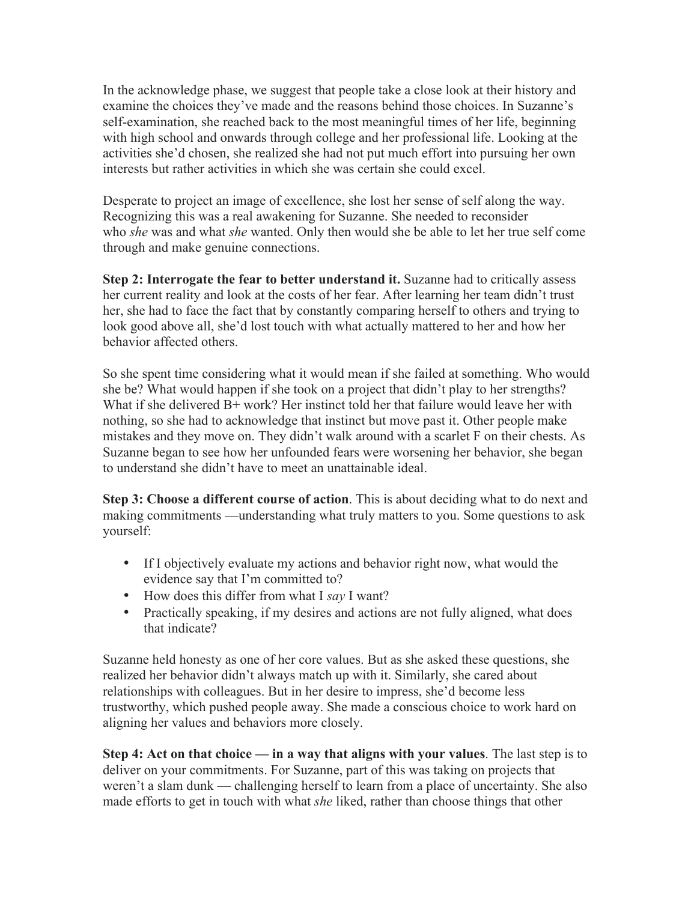In the acknowledge phase, we suggest that people take a close look at their history and examine the choices they've made and the reasons behind those choices. In Suzanne's self-examination, she reached back to the most meaningful times of her life, beginning with high school and onwards through college and her professional life. Looking at the activities she'd chosen, she realized she had not put much effort into pursuing her own interests but rather activities in which she was certain she could excel.

Desperate to project an image of excellence, she lost her sense of self along the way. Recognizing this was a real awakening for Suzanne. She needed to reconsider who *she* was and what *she* wanted. Only then would she be able to let her true self come through and make genuine connections.

**Step 2: Interrogate the fear to better understand it.** Suzanne had to critically assess her current reality and look at the costs of her fear. After learning her team didn't trust her, she had to face the fact that by constantly comparing herself to others and trying to look good above all, she'd lost touch with what actually mattered to her and how her behavior affected others.

So she spent time considering what it would mean if she failed at something. Who would she be? What would happen if she took on a project that didn't play to her strengths? What if she delivered B+ work? Her instinct told her that failure would leave her with nothing, so she had to acknowledge that instinct but move past it. Other people make mistakes and they move on. They didn't walk around with a scarlet F on their chests. As Suzanne began to see how her unfounded fears were worsening her behavior, she began to understand she didn't have to meet an unattainable ideal.

**Step 3: Choose a different course of action**. This is about deciding what to do next and making commitments —understanding what truly matters to you. Some questions to ask yourself:

- If I objectively evaluate my actions and behavior right now, what would the evidence say that I'm committed to?
- How does this differ from what I *say* I want?
- Practically speaking, if my desires and actions are not fully aligned, what does that indicate?

Suzanne held honesty as one of her core values. But as she asked these questions, she realized her behavior didn't always match up with it. Similarly, she cared about relationships with colleagues. But in her desire to impress, she'd become less trustworthy, which pushed people away. She made a conscious choice to work hard on aligning her values and behaviors more closely.

**Step 4: Act on that choice — in a way that aligns with your values**. The last step is to deliver on your commitments. For Suzanne, part of this was taking on projects that weren't a slam dunk — challenging herself to learn from a place of uncertainty. She also made efforts to get in touch with what *she* liked, rather than choose things that other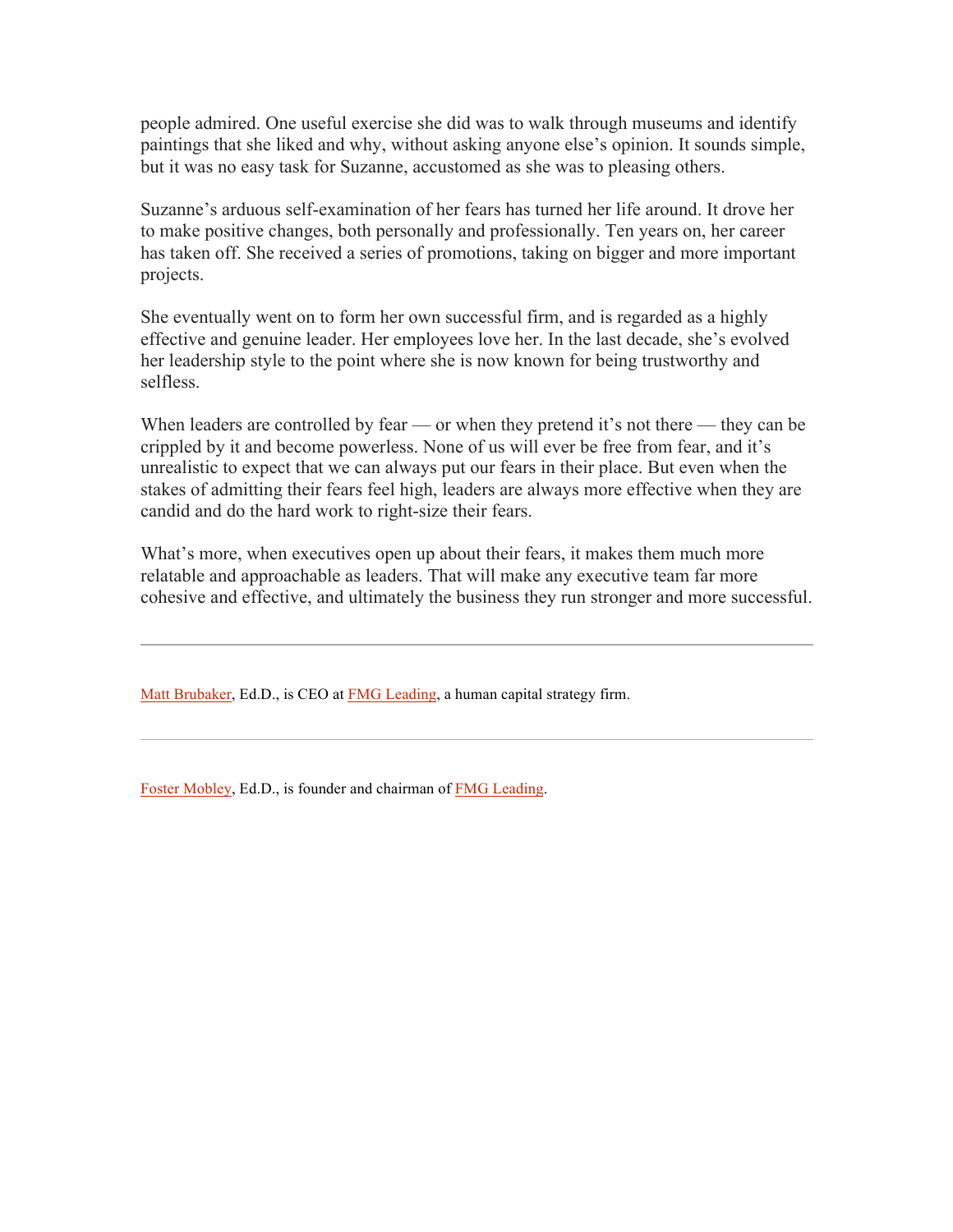people admired. One useful exercise she did was to walk through museums and identify paintings that she liked and why, without asking anyone else's opinion. It sounds simple, but it was no easy task for Suzanne, accustomed as she was to pleasing others.

Suzanne's arduous self-examination of her fears has turned her life around. It drove her to make positive changes, both personally and professionally. Ten years on, her career has taken off. She received a series of promotions, taking on bigger and more important projects.

She eventually went on to form her own successful firm, and is regarded as a highly effective and genuine leader. Her employees love her. In the last decade, she's evolved her leadership style to the point where she is now known for being trustworthy and selfless.

When leaders are controlled by fear — or when they pretend it's not there — they can be crippled by it and become powerless. None of us will ever be free from fear, and it's unrealistic to expect that we can always put our fears in their place. But even when the stakes of admitting their fears feel high, leaders are always more effective when they are candid and do the hard work to right-size their fears.

What's more, when executives open up about their fears, it makes them much more relatable and approachable as leaders. That will make any executive team far more cohesive and effective, and ultimately the business they run stronger and more successful.

---

Matt Brubaker, Ed.D., is CEO at FMG Leading, a human capital strategy firm.

---

Foster Mobley, Ed.D., is founder and chairman of FMG Leading.